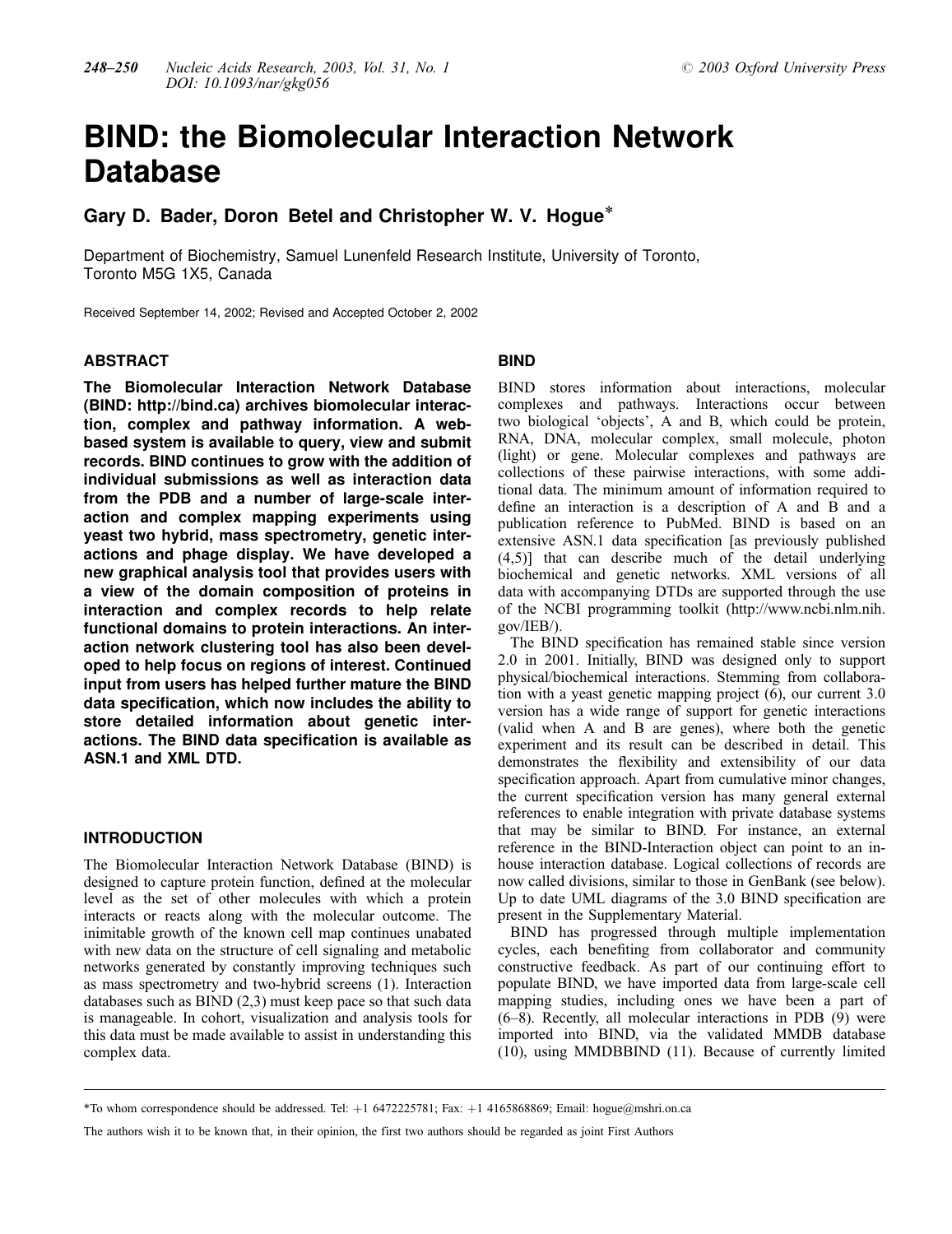# BIND: the Biomolecular Interaction Network Database

**Gary D. Bader, Doron Betel and Christopher W. V. Hogue***

Department of Biochemistry, Samuel Lunenfeld Research Institute, University of Toronto, Toronto M5G 1X5, Canada

Received September 14, 2002; Revised and Accepted October 2, 2002

## ABSTRACT

**The Biomolecular Interaction Network Database (BIND: http://bind.ca) archives biomolecular interaction, complex and pathway information. A web-based system is available to query, view and submit records. BIND continues to grow with the addition of individual submissions as well as interaction data from the PDB and a number of large-scale interaction and complex mapping experiments using yeast two hybrid, mass spectrometry, genetic interactions and phage display. We have developed a new graphical analysis tool that provides users with a view of the domain composition of proteins in interaction and complex records to help relate functional domains to protein interactions. An interaction network clustering tool has also been developed to help focus on regions of interest. Continued input from users has helped further mature the BIND data specification, which now includes the ability to store detailed information about genetic interactions. The BIND data specification is available as ASN.1 and XML DTD.**

## INTRODUCTION

The Biomolecular Interaction Network Database (BIND) is designed to capture protein function, defined at the molecular level as the set of other molecules with which a protein interacts or reacts along with the molecular outcome. The inimitable growth of the known cell map continues unabated with new data on the structure of cell signaling and metabolic networks generated by constantly improving techniques such as mass spectrometry and two-hybrid screens (1). Interaction databases such as BIND (2,3) must keep pace so that such data is manageable. In cohort, visualization and analysis tools for this data must be made available to assist in understanding this complex data.

## BIND

BIND stores information about interactions, molecular complexes and pathways. Interactions occur between two biological 'objects', A and B, which could be protein, RNA, DNA, molecular complex, small molecule, photon (light) or gene. Molecular complexes and pathways are collections of these pairwise interactions, with some additional data. The minimum amount of information required to define an interaction is a description of A and B and a publication reference to PubMed. BIND is based on an extensive ASN.1 data specification [as previously published (4,5)] that can describe much of the detail underlying biochemical and genetic networks. XML versions of all data with accompanying DTDs are supported through the use of the NCBI programming toolkit (http://www.ncbi.nlm.nih.gov/IEB/).

The BIND specification has remained stable since version 2.0 in 2001. Initially, BIND was designed only to support physical/biochemical interactions. Stemming from collaboration with a yeast genetic mapping project (6), our current 3.0 version has a wide range of support for genetic interactions (valid when A and B are genes), where both the genetic experiment and its result can be described in detail. This demonstrates the flexibility and extensibility of our data specification approach. Apart from cumulative minor changes, the current specification version has many general external references to enable integration with private database systems that may be similar to BIND. For instance, an external reference in the BIND-Interaction object can point to an in-house interaction database. Logical collections of records are now called divisions, similar to those in GenBank (see below). Up to date UML diagrams of the 3.0 BIND specification are present in the Supplementary Material.

BIND has progressed through multiple implementation cycles, each benefiting from collaborator and community constructive feedback. As part of our continuing effort to populate BIND, we have imported data from large-scale cell mapping studies, including ones we have been a part of (6–8). Recently, all molecular interactions in PDB (9) were imported into BIND, via the validated MMDB database (10), using MMDBBIND (11). Because of currently limited

*To whom correspondence should be addressed. Tel: +1 6472225781; Fax: +1 4165868869; Email: hogue@mshri.on.ca

The authors wish it to be known that, in their opinion, the first two authors should be regarded as joint First Authors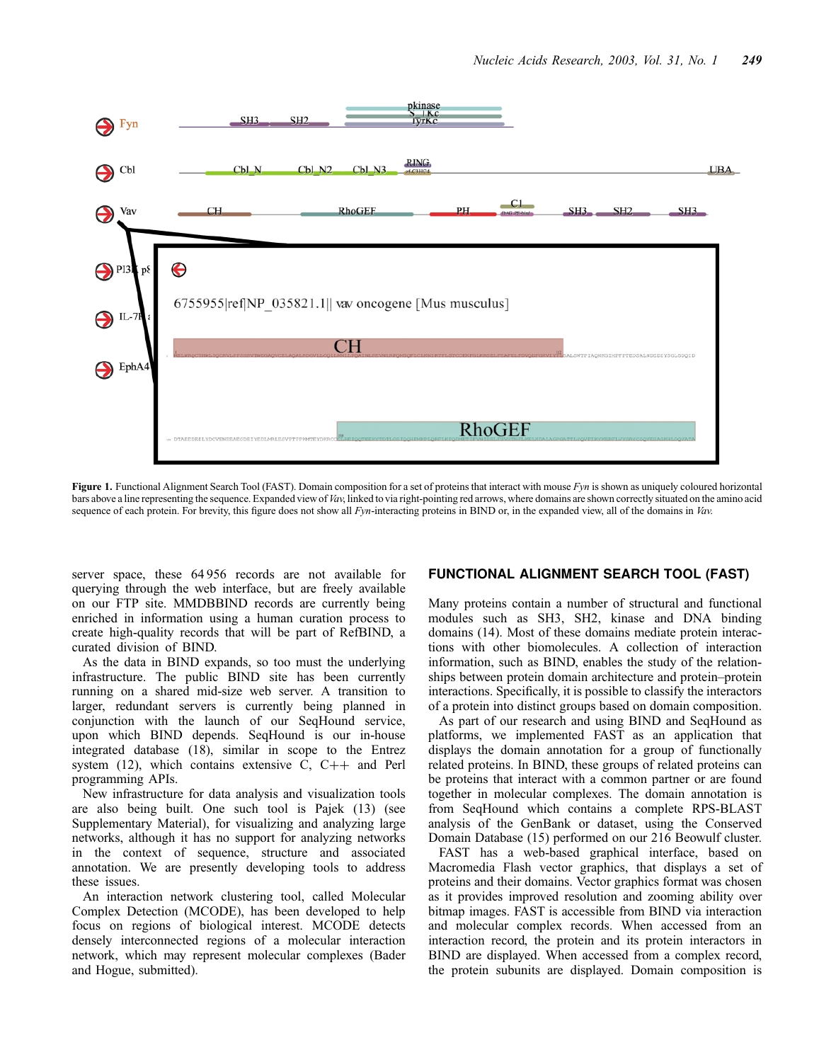Fyn
SH3
SH2
pkinase
S_TKc
TyrKc

Cbl
Cbl_N
Cbl_N2
Cbl_N3
RING
UBA

Vav
CH
RhoGEF
PH
C1
SH3
SH2
SH3

PI3K p8
IL-7R
EphA4

6755955|ref|NP_035821.1|| vav oncogene [Mus musculus]

CH

RhoGEF

**Figure 1.** Functional Alignment Search Tool (FAST). Domain composition for a set of proteins that interact with mouse *Fyn* is shown as uniquely coloured horizontal bars above a line representing the sequence. Expanded view of *Vav*, linked to via right-pointing red arrows, where domains are shown correctly situated on the amino acid sequence of each protein. For brevity, this figure does not show all *Fyn*-interacting proteins in BIND or, in the expanded view, all of the domains in *Vav*.

server space, these 64 956 records are not available for querying through the web interface, but are freely available on our FTP site. MMDBBIND records are currently being enriched in information using a human curation process to create high-quality records that will be part of RefBIND, a curated division of BIND.

As the data in BIND expands, so too must the underlying infrastructure. The public BIND site has been currently running on a shared mid-size web server. A transition to larger, redundant servers is currently being planned in conjunction with the launch of our SeqHound service, upon which BIND depends. SeqHound is our in-house integrated database (18), similar in scope to the Entrez system (12), which contains extensive C, C++ and Perl programming APIs.

New infrastructure for data analysis and visualization tools are also being built. One such tool is Pajek (13) (see Supplementary Material), for visualizing and analyzing large networks, although it has no support for analyzing networks in the context of sequence, structure and associated annotation. We are presently developing tools to address these issues.

An interaction network clustering tool, called Molecular Complex Detection (MCODE), has been developed to help focus on regions of biological interest. MCODE detects densely interconnected regions of a molecular interaction network, which may represent molecular complexes (Bader and Hogue, submitted).

## FUNCTIONAL ALIGNMENT SEARCH TOOL (FAST)

Many proteins contain a number of structural and functional modules such as SH3, SH2, kinase and DNA binding domains (14). Most of these domains mediate protein interactions with other biomolecules. A collection of interaction information, such as BIND, enables the study of the relationships between protein domain architecture and protein–protein interactions. Specifically, it is possible to classify the interactors of a protein into distinct groups based on domain composition.

As part of our research and using BIND and SeqHound as platforms, we implemented FAST as an application that displays the domain annotation for a group of functionally related proteins. In BIND, these groups of related proteins can be proteins that interact with a common partner or are found together in molecular complexes. The domain annotation is from SeqHound which contains a complete RPS-BLAST analysis of the GenBank or dataset, using the Conserved Domain Database (15) performed on our 216 Beowulf cluster.

FAST has a web-based graphical interface, based on Macromedia Flash vector graphics, that displays a set of proteins and their domains. Vector graphics format was chosen as it provides improved resolution and zooming ability over bitmap images. FAST is accessible from BIND via interaction and molecular complex records. When accessed from an interaction record, the protein and its protein interactors in BIND are displayed. When accessed from a complex record, the protein subunits are displayed. Domain composition is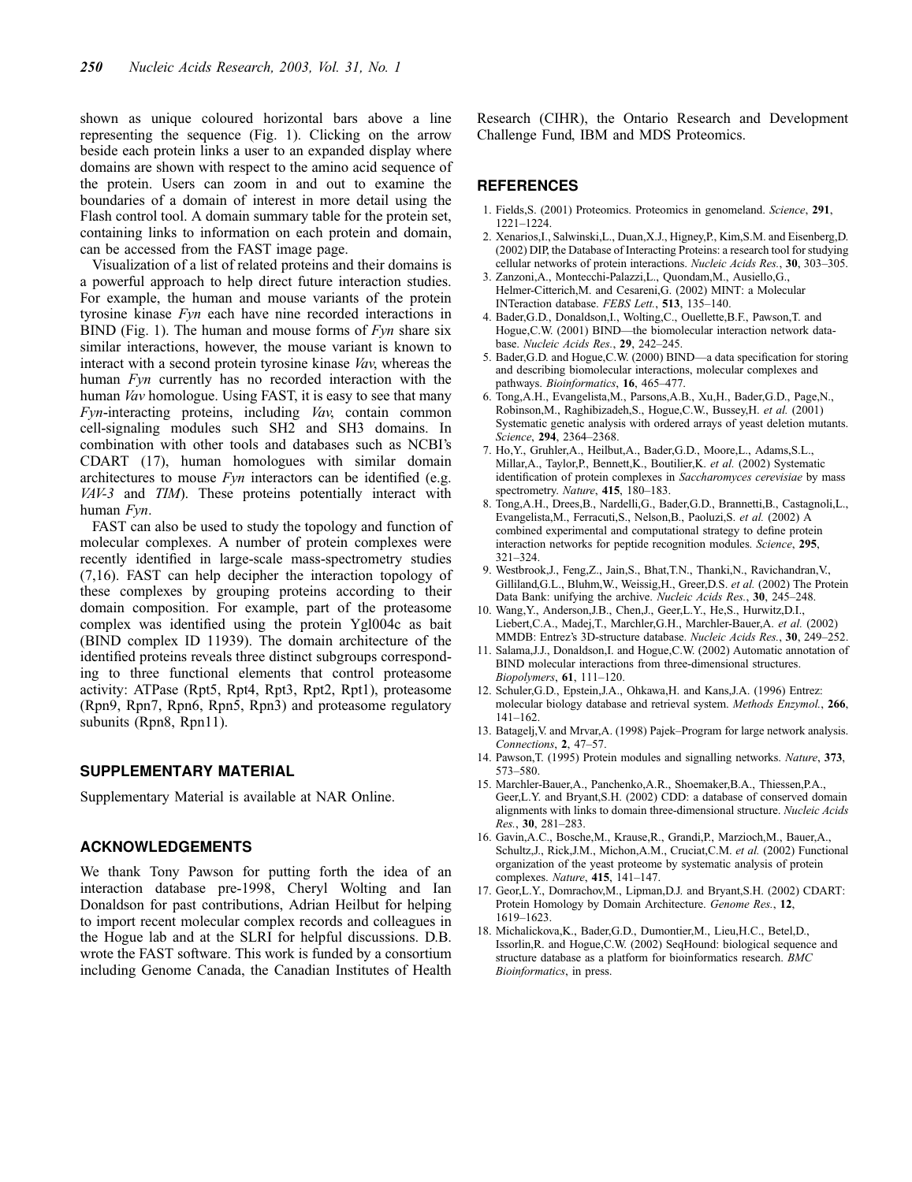shown as unique coloured horizontal bars above a line representing the sequence (Fig. 1). Clicking on the arrow beside each protein links a user to an expanded display where domains are shown with respect to the amino acid sequence of the protein. Users can zoom in and out to examine the boundaries of a domain of interest in more detail using the Flash control tool. A domain summary table for the protein set, containing links to information on each protein and domain, can be accessed from the FAST image page.

Visualization of a list of related proteins and their domains is a powerful approach to help direct future interaction studies. For example, the human and mouse variants of the protein tyrosine kinase *Fyn* each have nine recorded interactions in BIND (Fig. 1). The human and mouse forms of *Fyn* share six similar interactions, however, the mouse variant is known to interact with a second protein tyrosine kinase *Vav*, whereas the human *Fyn* currently has no recorded interaction with the human *Vav* homologue. Using FAST, it is easy to see that many *Fyn*-interacting proteins, including *Vav*, contain common cell-signaling modules such SH2 and SH3 domains. In combination with other tools and databases such as NCBI's CDART (17), human homologues with similar domain architectures to mouse *Fyn* interactors can be identified (e.g. *VAV-3* and *TIM*). These proteins potentially interact with human *Fyn*.

FAST can also be used to study the topology and function of molecular complexes. A number of protein complexes were recently identified in large-scale mass-spectrometry studies (7,16). FAST can help decipher the interaction topology of these complexes by grouping proteins according to their domain composition. For example, part of the proteasome complex was identified using the protein Ygl004c as bait (BIND complex ID 11939). The domain architecture of the identified proteins reveals three distinct subgroups corresponding to three functional elements that control proteasome activity: ATPase (Rpt5, Rpt4, Rpt3, Rpt2, Rpt1), proteasome (Rpn9, Rpn7, Rpn6, Rpn5, Rpn3) and proteasome regulatory subunits (Rpn8, Rpn11).

## SUPPLEMENTARY MATERIAL

Supplementary Material is available at NAR Online.

## ACKNOWLEDGEMENTS

We thank Tony Pawson for putting forth the idea of an interaction database pre-1998, Cheryl Wolting and Ian Donaldson for past contributions, Adrian Heilbut for helping to import recent molecular complex records and colleagues in the Hogue lab and at the SLRI for helpful discussions. D.B. wrote the FAST software. This work is funded by a consortium including Genome Canada, the Canadian Institutes of Health Research (CIHR), the Ontario Research and Development Challenge Fund, IBM and MDS Proteomics.

## REFERENCES

1. Fields,S. (2001) Proteomics. Proteomics in genomeland. *Science*, **291**, 1221–1224.
2. Xenarios,I., Salwinski,L., Duan,X.J., Higney,P., Kim,S.M. and Eisenberg,D. (2002) DIP, the Database of Interacting Proteins: a research tool for studying cellular networks of protein interactions. *Nucleic Acids Res.*, **30**, 303–305.
3. Zanzoni,A., Montecchi-Palazzi,L., Quondam,M., Ausiello,G., Helmer-Citterich,M. and Cesareni,G. (2002) MINT: a Molecular INTeraction database. *FEBS Lett.*, **513**, 135–140.
4. Bader,G.D., Donaldson,I., Wolting,C., Ouellette,B.F., Pawson,T. and Hogue,C.W. (2001) BIND—the biomolecular interaction network database. *Nucleic Acids Res.*, **29**, 242–245.
5. Bader,G.D. and Hogue,C.W. (2000) BIND—a data specification for storing and describing biomolecular interactions, molecular complexes and pathways. *Bioinformatics*, **16**, 465–477.
6. Tong,A.H., Evangelista,M., Parsons,A.B., Xu,H., Bader,G.D., Page,N., Robinson,M., Raghibizadeh,S., Hogue,C.W., Bussey,H. *et al.* (2001) Systematic genetic analysis with ordered arrays of yeast deletion mutants. *Science*, **294**, 2364–2368.
7. Ho,Y., Gruhler,A., Heilbut,A., Bader,G.D., Moore,L., Adams,S.L., Millar,A., Taylor,P., Bennett,K., Boutilier,K. *et al.* (2002) Systematic identification of protein complexes in *Saccharomyces cerevisiae* by mass spectrometry. *Nature*, **415**, 180–183.
8. Tong,A.H., Drees,B., Nardelli,G., Bader,G.D., Brannetti,B., Castagnoli,L., Evangelista,M., Ferracuti,S., Nelson,B., Paoluzi,S. *et al.* (2002) A combined experimental and computational strategy to define protein interaction networks for peptide recognition modules. *Science*, **295**, 321–324.
9. Westbrook,J., Feng,Z., Jain,S., Bhat,T.N., Thanki,N., Ravichandran,V., Gilliland,G.L., Bluhm,W., Weissig,H., Greer,D.S. *et al.* (2002) The Protein Data Bank: unifying the archive. *Nucleic Acids Res.*, **30**, 245–248.
10. Wang,Y., Anderson,J.B., Chen,J., Geer,L.Y., He,S., Hurwitz,D.I., Liebert,C.A., Madej,T., Marchler,G.H., Marchler-Bauer,A. *et al.* (2002) MMDB: Entrez's 3D-structure database. *Nucleic Acids Res.*, **30**, 249–252.
11. Salama,J.J., Donaldson,I. and Hogue,C.W. (2002) Automatic annotation of BIND molecular interactions from three-dimensional structures. *Biopolymers*, **61**, 111–120.
12. Schuler,G.D., Epstein,J.A., Ohkawa,H. and Kans,J.A. (1996) Entrez: molecular biology database and retrieval system. *Methods Enzymol.*, **266**, 141–162.
13. Batagelj,V. and Mrvar,A. (1998) Pajek–Program for large network analysis. *Connections*, **2**, 47–57.
14. Pawson,T. (1995) Protein modules and signalling networks. *Nature*, **373**, 573–580.
15. Marchler-Bauer,A., Panchenko,A.R., Shoemaker,B.A., Thiessen,P.A., Geer,L.Y. and Bryant,S.H. (2002) CDD: a database of conserved domain alignments with links to domain three-dimensional structure. *Nucleic Acids Res.*, **30**, 281–283.
16. Gavin,A.C., Bosche,M., Krause,R., Grandi,P., Marzioch,M., Bauer,A., Schultz,J., Rick,J.M., Michon,A.M., Cruciat,C.M. *et al.* (2002) Functional organization of the yeast proteome by systematic analysis of protein complexes. *Nature*, **415**, 141–147.
17. Geor,L.Y., Domrachov,M., Lipman,D.J. and Bryant,S.H. (2002) CDART: Protein Homology by Domain Architecture. *Genome Res.*, **12**, 1619–1623.
18. Michalickova,K., Bader,G.D., Dumontier,M., Lieu,H.C., Betel,D., Issorlin,R. and Hogue,C.W. (2002) SeqHound: biological sequence and structure database as a platform for bioinformatics research. *BMC Bioinformatics*, in press.